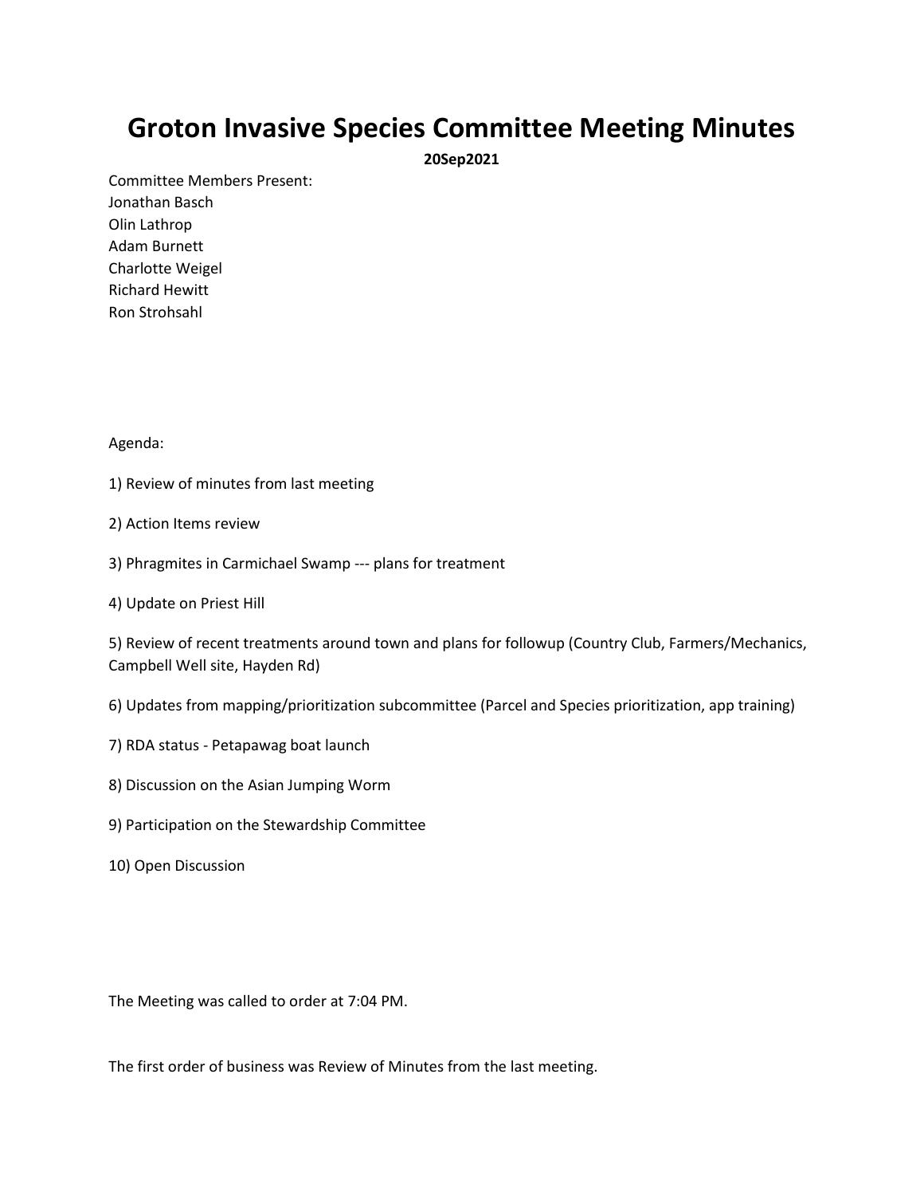# Groton Invasive Species Committee Meeting Minutes

**20Sep2021**

Committee Members Present:
Jonathan Basch
Olin Lathrop
Adam Burnett
Charlotte Weigel
Richard Hewitt
Ron Strohsahl

Agenda:

1) Review of minutes from last meeting

2) Action Items review

3) Phragmites in Carmichael Swamp --- plans for treatment

4) Update on Priest Hill

5) Review of recent treatments around town and plans for followup (Country Club, Farmers/Mechanics, Campbell Well site, Hayden Rd)

6) Updates from mapping/prioritization subcommittee (Parcel and Species prioritization, app training)

7) RDA status - Petapawag boat launch

8) Discussion on the Asian Jumping Worm

9) Participation on the Stewardship Committee

10) Open Discussion

The Meeting was called to order at 7:04 PM.

The first order of business was Review of Minutes from the last meeting.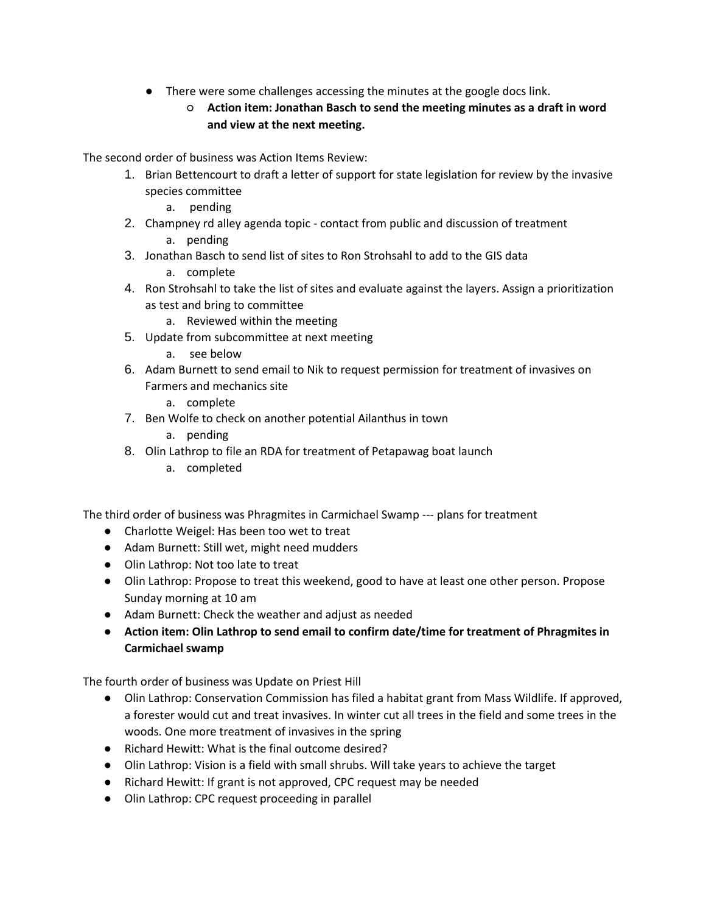- There were some challenges accessing the minutes at the google docs link.
    - **Action item: Jonathan Basch to send the meeting minutes as a draft in word and view at the next meeting.**

The second order of business was Action Items Review:

1. Brian Bettencourt to draft a letter of support for state legislation for review by the invasive species committee
    a. pending
2. Champney rd alley agenda topic - contact from public and discussion of treatment
    a. pending
3. Jonathan Basch to send list of sites to Ron Strohsahl to add to the GIS data
    a. complete
4. Ron Strohsahl to take the list of sites and evaluate against the layers. Assign a prioritization as test and bring to committee
    a. Reviewed within the meeting
5. Update from subcommittee at next meeting
    a. see below
6. Adam Burnett to send email to Nik to request permission for treatment of invasives on Farmers and mechanics site
    a. complete
7. Ben Wolfe to check on another potential Ailanthus in town
    a. pending
8. Olin Lathrop to file an RDA for treatment of Petapawag boat launch
    a. completed

The third order of business was Phragmites in Carmichael Swamp --- plans for treatment

- Charlotte Weigel: Has been too wet to treat
- Adam Burnett: Still wet, might need mudders
- Olin Lathrop: Not too late to treat
- Olin Lathrop: Propose to treat this weekend, good to have at least one other person. Propose Sunday morning at 10 am
- Adam Burnett: Check the weather and adjust as needed
- **Action item: Olin Lathrop to send email to confirm date/time for treatment of Phragmites in Carmichael swamp**

The fourth order of business was Update on Priest Hill

- Olin Lathrop: Conservation Commission has filed a habitat grant from Mass Wildlife. If approved, a forester would cut and treat invasives. In winter cut all trees in the field and some trees in the woods. One more treatment of invasives in the spring
- Richard Hewitt: What is the final outcome desired?
- Olin Lathrop: Vision is a field with small shrubs. Will take years to achieve the target
- Richard Hewitt: If grant is not approved, CPC request may be needed
- Olin Lathrop: CPC request proceeding in parallel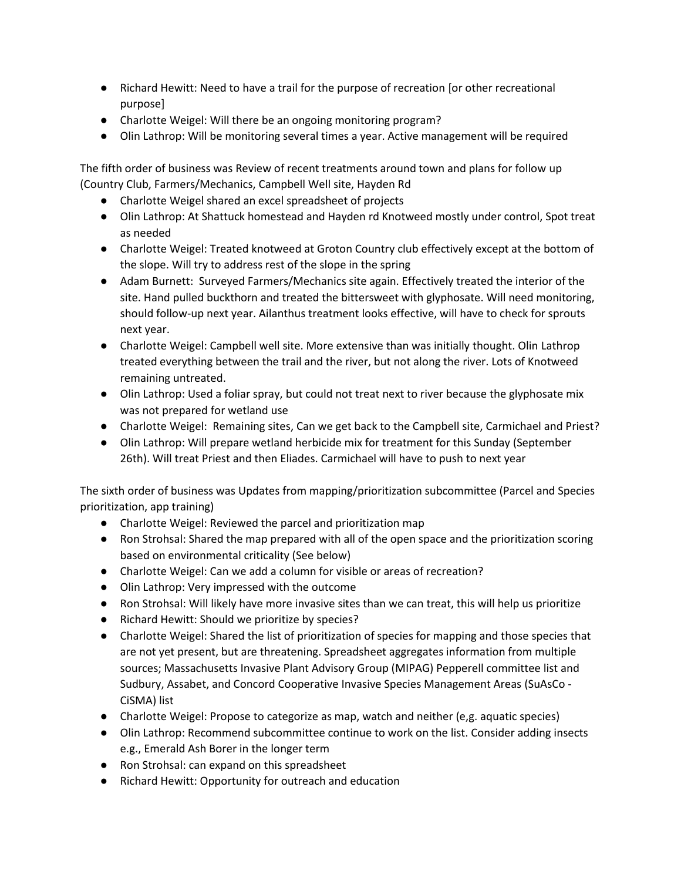- Richard Hewitt: Need to have a trail for the purpose of recreation [or other recreational purpose]
- Charlotte Weigel: Will there be an ongoing monitoring program?
- Olin Lathrop: Will be monitoring several times a year. Active management will be required

The fifth order of business was Review of recent treatments around town and plans for follow up (Country Club, Farmers/Mechanics, Campbell Well site, Hayden Rd

- Charlotte Weigel shared an excel spreadsheet of projects
- Olin Lathrop: At Shattuck homestead and Hayden rd Knotweed mostly under control, Spot treat as needed
- Charlotte Weigel: Treated knotweed at Groton Country club effectively except at the bottom of the slope. Will try to address rest of the slope in the spring
- Adam Burnett: Surveyed Farmers/Mechanics site again. Effectively treated the interior of the site. Hand pulled buckthorn and treated the bittersweet with glyphosate. Will need monitoring, should follow-up next year. Ailanthus treatment looks effective, will have to check for sprouts next year.
- Charlotte Weigel: Campbell well site. More extensive than was initially thought. Olin Lathrop treated everything between the trail and the river, but not along the river. Lots of Knotweed remaining untreated.
- Olin Lathrop: Used a foliar spray, but could not treat next to river because the glyphosate mix was not prepared for wetland use
- Charlotte Weigel: Remaining sites, Can we get back to the Campbell site, Carmichael and Priest?
- Olin Lathrop: Will prepare wetland herbicide mix for treatment for this Sunday (September 26th). Will treat Priest and then Eliades. Carmichael will have to push to next year

The sixth order of business was Updates from mapping/prioritization subcommittee (Parcel and Species prioritization, app training)

- Charlotte Weigel: Reviewed the parcel and prioritization map
- Ron Strohsal: Shared the map prepared with all of the open space and the prioritization scoring based on environmental criticality (See below)
- Charlotte Weigel: Can we add a column for visible or areas of recreation?
- Olin Lathrop: Very impressed with the outcome
- Ron Strohsal: Will likely have more invasive sites than we can treat, this will help us prioritize
- Richard Hewitt: Should we prioritize by species?
- Charlotte Weigel: Shared the list of prioritization of species for mapping and those species that are not yet present, but are threatening. Spreadsheet aggregates information from multiple sources; Massachusetts Invasive Plant Advisory Group (MIPAG) Pepperell committee list and Sudbury, Assabet, and Concord Cooperative Invasive Species Management Areas (SuAsCo - CiSMA) list
- Charlotte Weigel: Propose to categorize as map, watch and neither (e,g. aquatic species)
- Olin Lathrop: Recommend subcommittee continue to work on the list. Consider adding insects e.g., Emerald Ash Borer in the longer term
- Ron Strohsal: can expand on this spreadsheet
- Richard Hewitt: Opportunity for outreach and education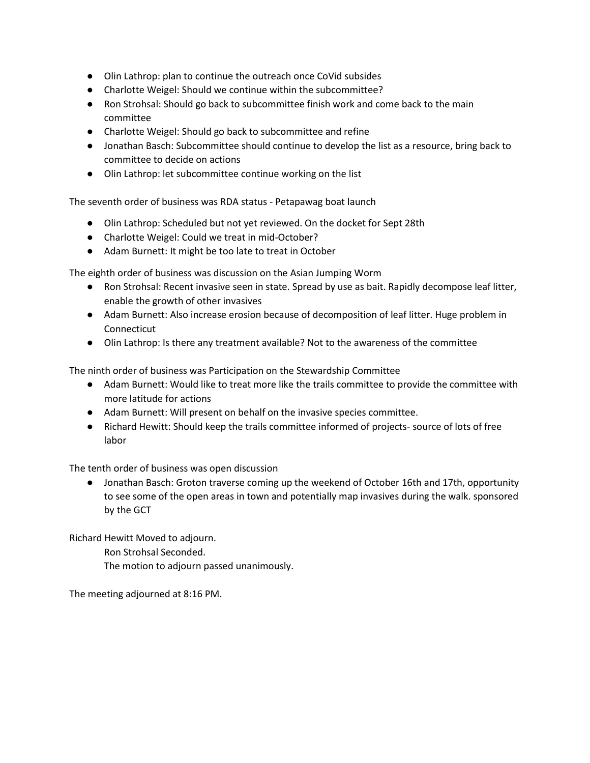- Olin Lathrop: plan to continue the outreach once CoVid subsides
- Charlotte Weigel: Should we continue within the subcommittee?
- Ron Strohsal: Should go back to subcommittee finish work and come back to the main committee
- Charlotte Weigel: Should go back to subcommittee and refine
- Jonathan Basch: Subcommittee should continue to develop the list as a resource, bring back to committee to decide on actions
- Olin Lathrop: let subcommittee continue working on the list

The seventh order of business was RDA status - Petapawag boat launch

- Olin Lathrop: Scheduled but not yet reviewed. On the docket for Sept 28th
- Charlotte Weigel: Could we treat in mid-October?
- Adam Burnett: It might be too late to treat in October

The eighth order of business was discussion on the Asian Jumping Worm

- Ron Strohsal: Recent invasive seen in state. Spread by use as bait. Rapidly decompose leaf litter, enable the growth of other invasives
- Adam Burnett: Also increase erosion because of decomposition of leaf litter. Huge problem in Connecticut
- Olin Lathrop: Is there any treatment available? Not to the awareness of the committee

The ninth order of business was Participation on the Stewardship Committee

- Adam Burnett: Would like to treat more like the trails committee to provide the committee with more latitude for actions
- Adam Burnett: Will present on behalf on the invasive species committee.
- Richard Hewitt: Should keep the trails committee informed of projects- source of lots of free labor

The tenth order of business was open discussion

- Jonathan Basch: Groton traverse coming up the weekend of October 16th and 17th, opportunity to see some of the open areas in town and potentially map invasives during the walk. sponsored by the GCT

Richard Hewitt Moved to adjourn.

Ron Strohsal Seconded.

The motion to adjourn passed unanimously.

The meeting adjourned at 8:16 PM.